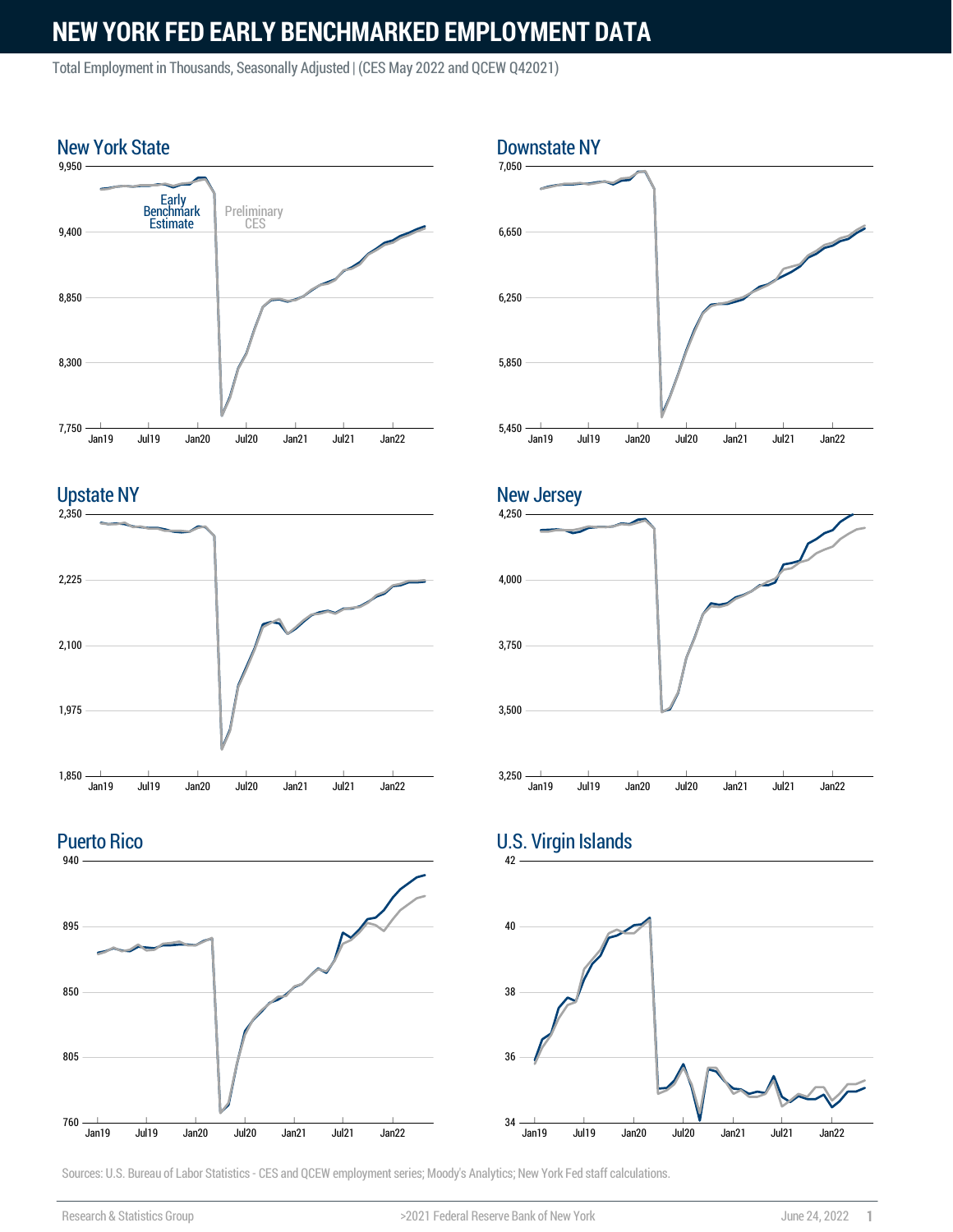# NEW YORK FED EARLY BENCHMARKED EMPLOYMENT DATA

Total Employment in Thousands, Seasonally Adjusted | (CES May 2022 and QCEW Q42021)

## New York State

9,950
9,400
8,850
8,300
7,750

Early Benchmark Estimate

Preliminary CES

Jan19 Jul19 Jan20 Jul20 Jan21 Jul21 Jan22

## Downstate NY

7,050
6,650
6,250
5,850
5,450

Jan19 Jul19 Jan20 Jul20 Jan21 Jul21 Jan22

## Upstate NY

2,350
2,225
2,100
1,975
1,850

Jan19 Jul19 Jan20 Jul20 Jan21 Jul21 Jan22

## New Jersey

4,250
4,000
3,750
3,500
3,250

Jan19 Jul19 Jan20 Jul20 Jan21 Jul21 Jan22

## Puerto Rico

940
895
850
805
760

Jan19 Jul19 Jan20 Jul20 Jan21 Jul21 Jan22

## U.S. Virgin Islands

42
40
38
36
34

Jan19 Jul19 Jan20 Jul20 Jan21 Jul21 Jan22

Sources: U.S. Bureau of Labor Statistics - CES and QCEW employment series; Moody's Analytics; New York Fed staff calculations.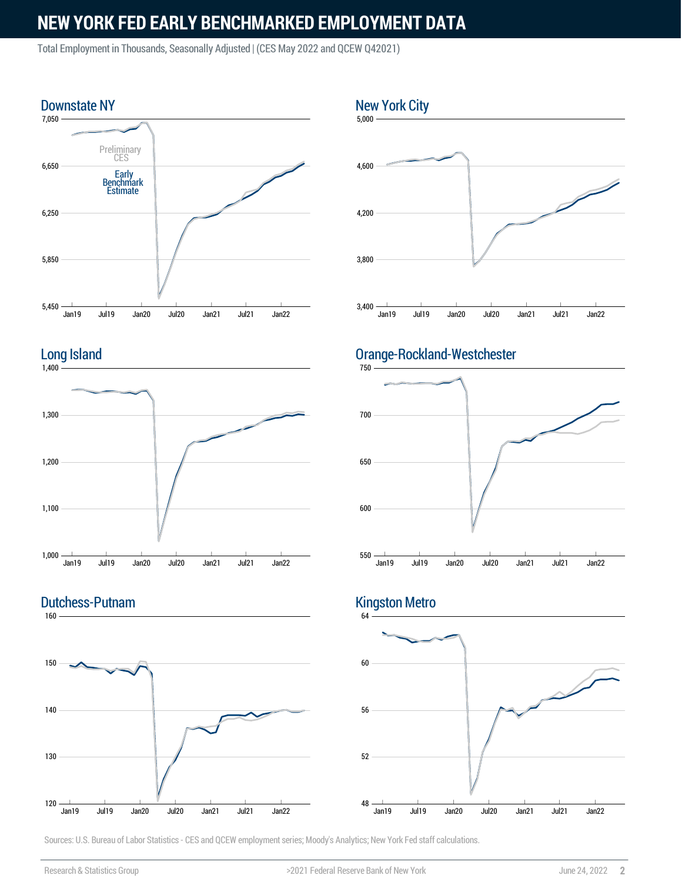# NEW YORK FED EARLY BENCHMARKED EMPLOYMENT DATA

Total Employment in Thousands, Seasonally Adjusted | (CES May 2022 and QCEW Q42021)

## Downstate NY

Preliminary CES

Early Benchmark Estimate

## New York City

## Long Island

## Orange-Rockland-Westchester

## Dutchess-Putnam

## Kingston Metro

Sources: U.S. Bureau of Labor Statistics - CES and QCEW employment series; Moody's Analytics; New York Fed staff calculations.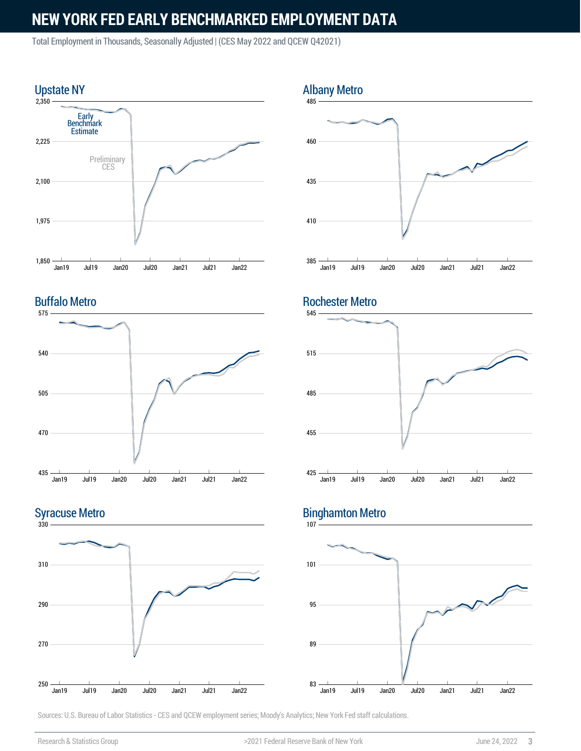# NEW YORK FED EARLY BENCHMARKED EMPLOYMENT DATA

Total Employment in Thousands, Seasonally Adjusted | (CES May 2022 and QCEW Q42021)

## Upstate NY

Early Benchmark Estimate

Preliminary CES

## Albany Metro

## Buffalo Metro

## Rochester Metro

## Syracuse Metro

## Binghamton Metro

Sources: U.S. Bureau of Labor Statistics - CES and QCEW employment series; Moody's Analytics; New York Fed staff calculations.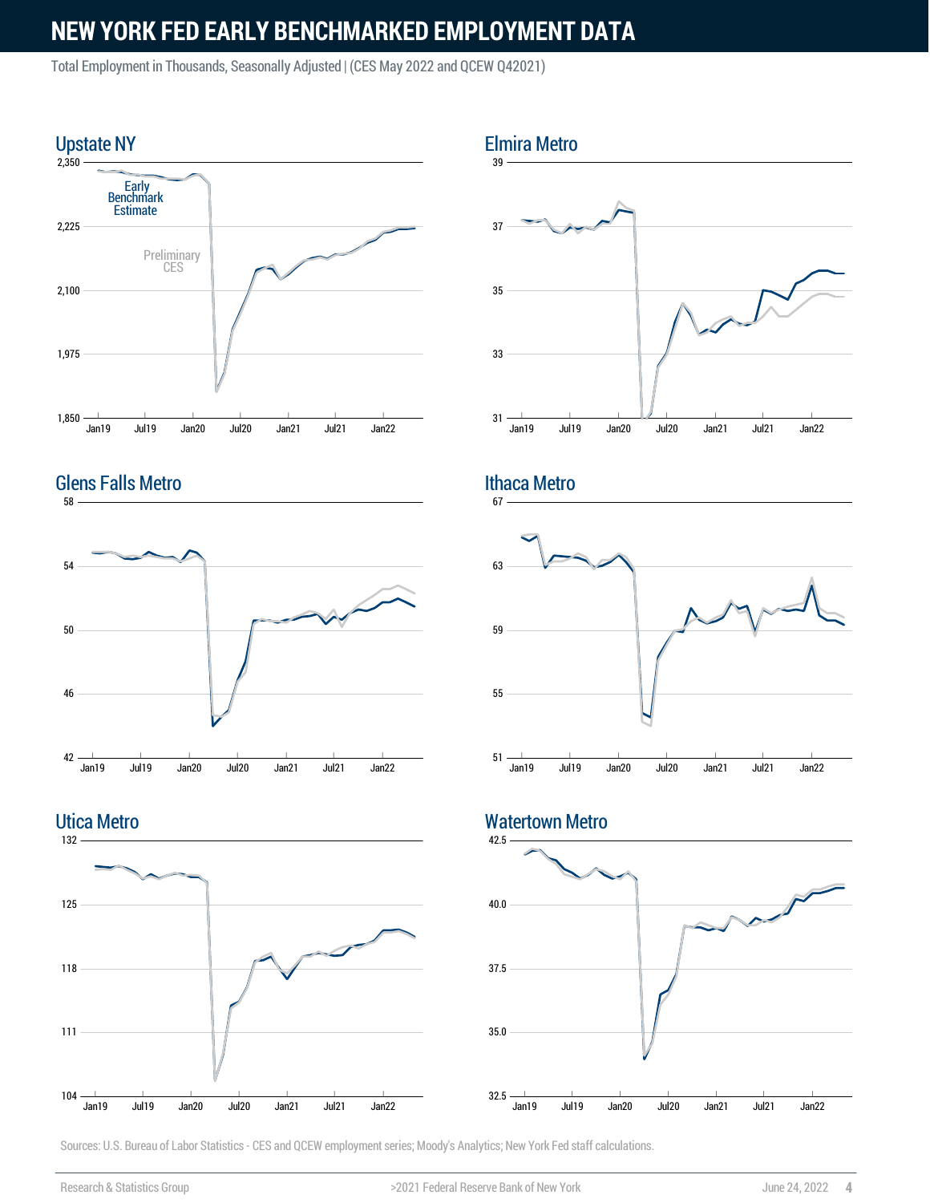# NEW YORK FED EARLY BENCHMARKED EMPLOYMENT DATA

Total Employment in Thousands, Seasonally Adjusted | (CES May 2022 and QCEW Q42021)

## Upstate NY

Early Benchmark Estimate

Preliminary CES

## Elmira Metro

## Glens Falls Metro

## Ithaca Metro

## Utica Metro

## Watertown Metro

Sources: U.S. Bureau of Labor Statistics - CES and QCEW employment series; Moody's Analytics; New York Fed staff calculations.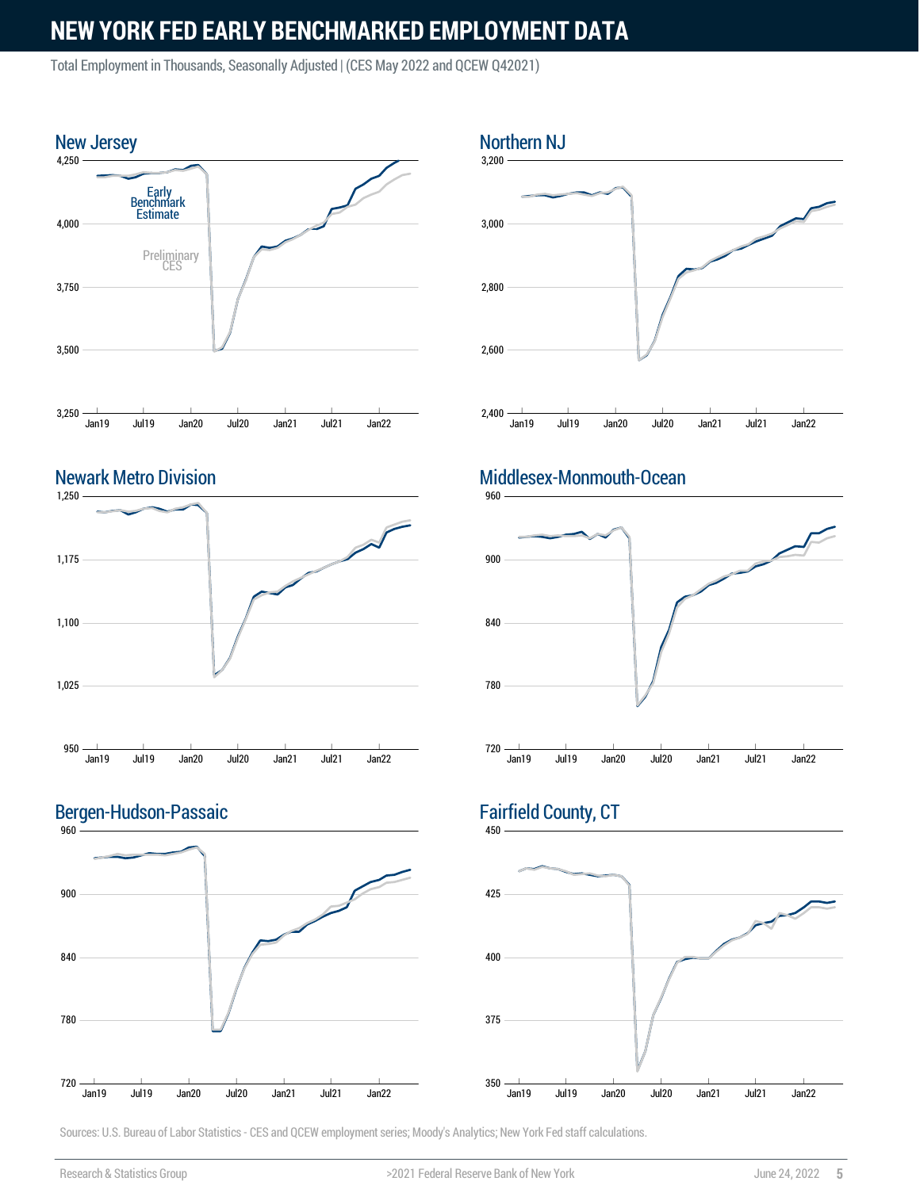# NEW YORK FED EARLY BENCHMARKED EMPLOYMENT DATA

Total Employment in Thousands, Seasonally Adjusted | (CES May 2022 and QCEW Q42021)

## New Jersey

4,250
4,000
3,750
3,500
3,250

Early Benchmark Estimate

Preliminary CES

Jan19 Jul19 Jan20 Jul20 Jan21 Jul21 Jan22

## Northern NJ

3,200
3,000
2,800
2,600
2,400

Jan19 Jul19 Jan20 Jul20 Jan21 Jul21 Jan22

## Newark Metro Division

1,250
1,175
1,100
1,025
950

Jan19 Jul19 Jan20 Jul20 Jan21 Jul21 Jan22

## Middlesex-Monmouth-Ocean

960
900
840
780
720

Jan19 Jul19 Jan20 Jul20 Jan21 Jul21 Jan22

## Bergen-Hudson-Passaic

960
900
840
780
720

Jan19 Jul19 Jan20 Jul20 Jan21 Jul21 Jan22

## Fairfield County, CT

450
425
400
375
350

Jan19 Jul19 Jan20 Jul20 Jan21 Jul21 Jan22

Sources: U.S. Bureau of Labor Statistics - CES and QCEW employment series; Moody's Analytics; New York Fed staff calculations.